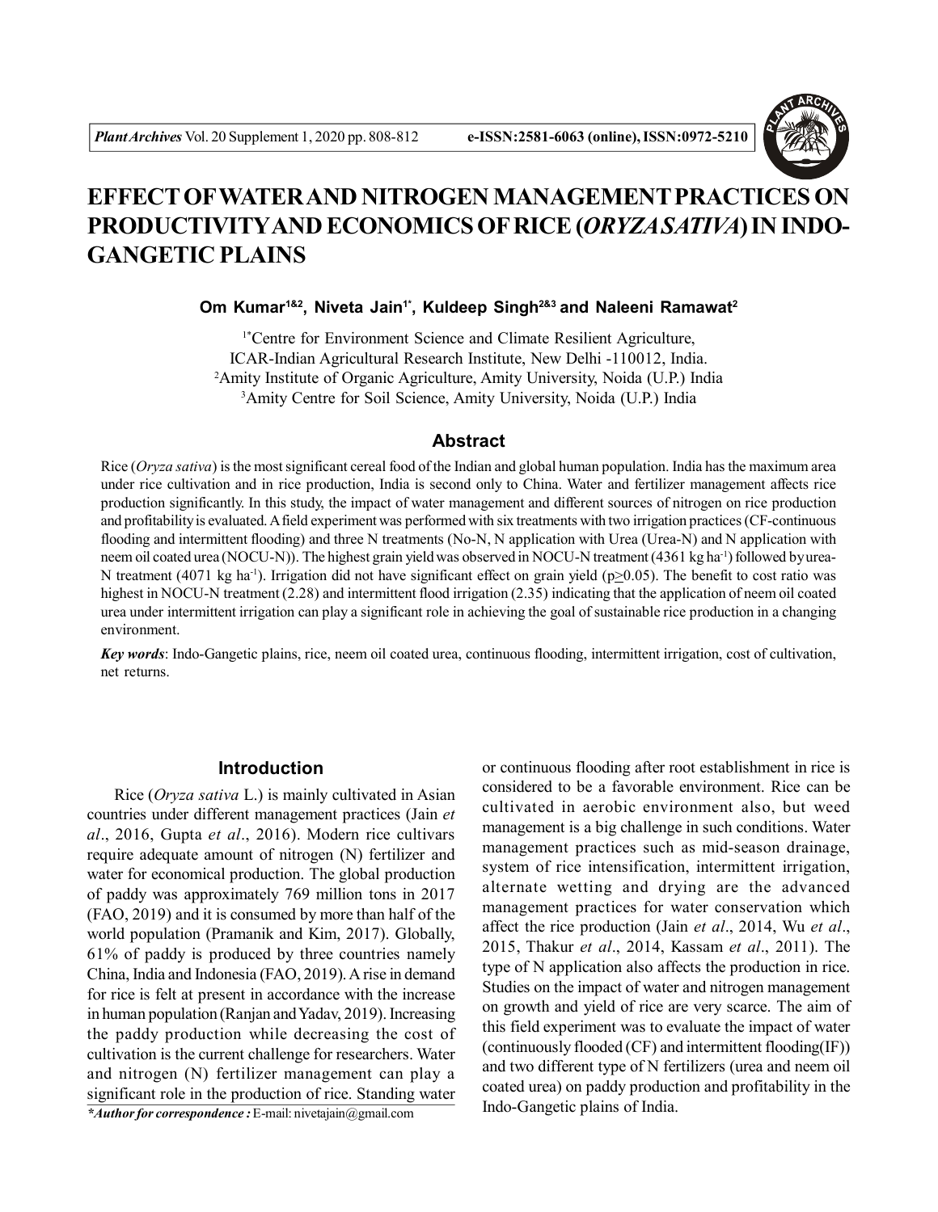# EFFECT OF WATER AND NITROGEN MANAGEMENT PRACTICES ON PRODUCTIVITY AND ECONOMICS OF RICE (*ORYZA SATIVA*) IN INDO-GANGETIC PLAINS

**Om Kumar[1&2], Niveta Jain[1*], Kuldeep Singh[2&3] and Naleeni Ramawat[2]**

[1*]Centre for Environment Science and Climate Resilient Agriculture, ICAR-Indian Agricultural Research Institute, New Delhi -110012, India.
[2]Amity Institute of Organic Agriculture, Amity University, Noida (U.P.) India
[3]Amity Centre for Soil Science, Amity University, Noida (U.P.) India

## Abstract

Rice (*Oryza sativa*) is the most significant cereal food of the Indian and global human population. India has the maximum area under rice cultivation and in rice production, India is second only to China. Water and fertilizer management affects rice production significantly. In this study, the impact of water management and different sources of nitrogen on rice production and profitability is evaluated. A field experiment was performed with six treatments with two irrigation practices (CF-continuous flooding and intermittent flooding) and three N treatments (No-N, N application with Urea (Urea-N) and N application with neem oil coated urea (NOCU-N)). The highest grain yield was observed in NOCU-N treatment (4361 kg ha$^{-1}$) followed by urea-N treatment (4071 kg ha$^{-1}$). Irrigation did not have significant effect on grain yield ($p \geq 0.05$). The benefit to cost ratio was highest in NOCU-N treatment (2.28) and intermittent flood irrigation (2.35) indicating that the application of neem oil coated urea under intermittent irrigation can play a significant role in achieving the goal of sustainable rice production in a changing environment.

***Key words***: Indo-Gangetic plains, rice, neem oil coated urea, continuous flooding, intermittent irrigation, cost of cultivation, net returns.

## Introduction

Rice (*Oryza sativa* L.) is mainly cultivated in Asian countries under different management practices (Jain *et al*., 2016, Gupta *et al*., 2016). Modern rice cultivars require adequate amount of nitrogen (N) fertilizer and water for economical production. The global production of paddy was approximately 769 million tons in 2017 (FAO, 2019) and it is consumed by more than half of the world population (Pramanik and Kim, 2017). Globally, 61% of paddy is produced by three countries namely China, India and Indonesia (FAO, 2019). A rise in demand for rice is felt at present in accordance with the increase in human population (Ranjan and Yadav, 2019). Increasing the paddy production while decreasing the cost of cultivation is the current challenge for researchers. Water and nitrogen (N) fertilizer management can play a significant role in the production of rice. Standing water or continuous flooding after root establishment in rice is considered to be a favorable environment. Rice can be cultivated in aerobic environment also, but weed management is a big challenge in such conditions. Water management practices such as mid-season drainage, system of rice intensification, intermittent irrigation, alternate wetting and drying are the advanced management practices for water conservation which affect the rice production (Jain *et al*., 2014, Wu *et al*., 2015, Thakur *et al*., 2014, Kassam *et al*., 2011). The type of N application also affects the production in rice. Studies on the impact of water and nitrogen management on growth and yield of rice are very scarce. The aim of this field experiment was to evaluate the impact of water (continuously flooded (CF) and intermittent flooding(IF)) and two different type of N fertilizers (urea and neem oil coated urea) on paddy production and profitability in the Indo-Gangetic plains of India.

***Author for correspondence :** E-mail: nivetajain@gmail.com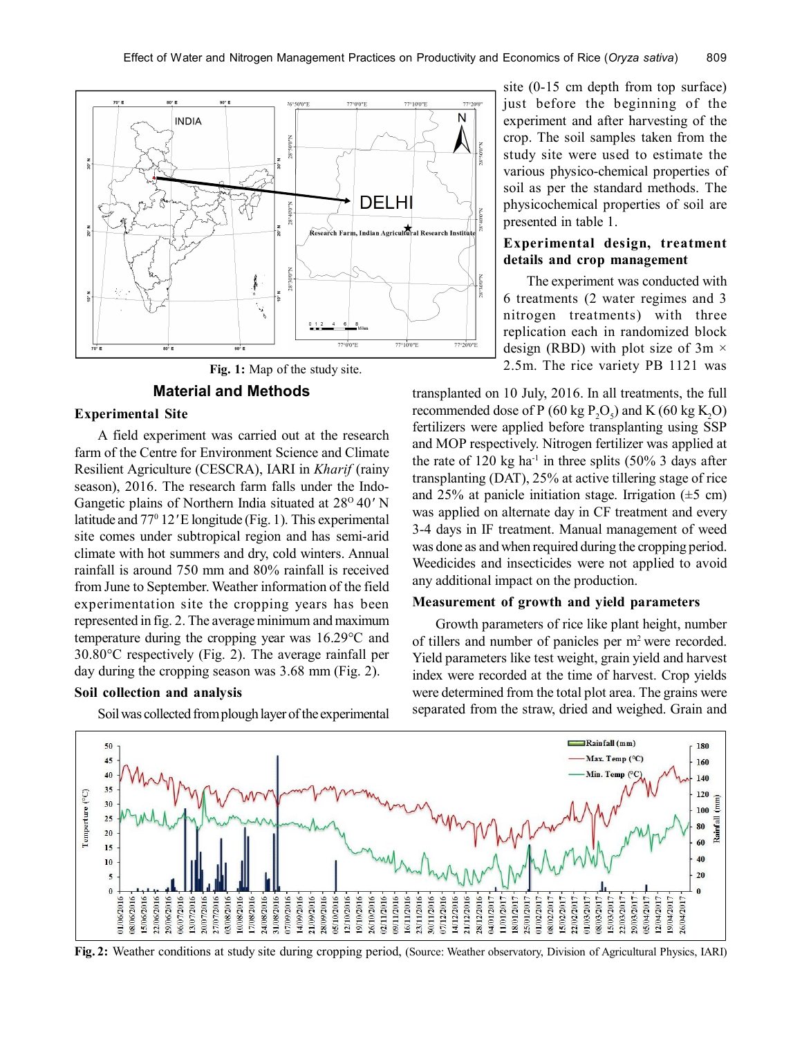Fig. 1: Map of the study site.

## Material and Methods

### Experimental Site

A field experiment was carried out at the research farm of the Centre for Environment Science and Climate Resilient Agriculture (CESCRA), IARI in *Kharif* (rainy season), 2016. The research farm falls under the Indo-Gangetic plains of Northern India situated at $28^{O}\,40'$ N latitude and $77^{0}\,12'$E longitude (Fig. 1). This experimental site comes under subtropical region and has semi-arid climate with hot summers and dry, cold winters. Annual rainfall is around 750 mm and 80% rainfall is received from June to September. Weather information of the field experimentation site the cropping years has been represented in fig. 2. The average minimum and maximum temperature during the cropping year was 16.29°C and 30.80°C respectively (Fig. 2). The average rainfall per day during the cropping season was 3.68 mm (Fig. 2).

### Soil collection and analysis

Soil was collected from plough layer of the experimental site (0-15 cm depth from top surface) just before the beginning of the experiment and after harvesting of the crop. The soil samples taken from the study site were used to estimate the various physico-chemical properties of soil as per the standard methods. The physicochemical properties of soil are presented in table 1.

### Experimental design, treatment details and crop management

The experiment was conducted with 6 treatments (2 water regimes and 3 nitrogen treatments) with three replication each in randomized block design (RBD) with plot size of 3m × 2.5m. The rice variety PB 1121 was transplanted on 10 July, 2016. In all treatments, the full recommended dose of P (60 kg $P_2O_5$) and K (60 kg $K_2O$) fertilizers were applied before transplanting using SSP and MOP respectively. Nitrogen fertilizer was applied at the rate of 120 kg $ha^{-1}$ in three splits (50% 3 days after transplanting (DAT), 25% at active tillering stage of rice and 25% at panicle initiation stage. Irrigation (±5 cm) was applied on alternate day in CF treatment and every 3-4 days in IF treatment. Manual management of weed was done as and when required during the cropping period. Weedicides and insecticides were not applied to avoid any additional impact on the production.

### Measurement of growth and yield parameters

Growth parameters of rice like plant height, number of tillers and number of panicles per $m^2$ were recorded. Yield parameters like test weight, grain yield and harvest index were recorded at the time of harvest. Crop yields were determined from the total plot area. The grains were separated from the straw, dried and weighed. Grain and

Fig. 2: Weather conditions at study site during cropping period, (Source: Weather observatory, Division of Agricultural Physics, IARI)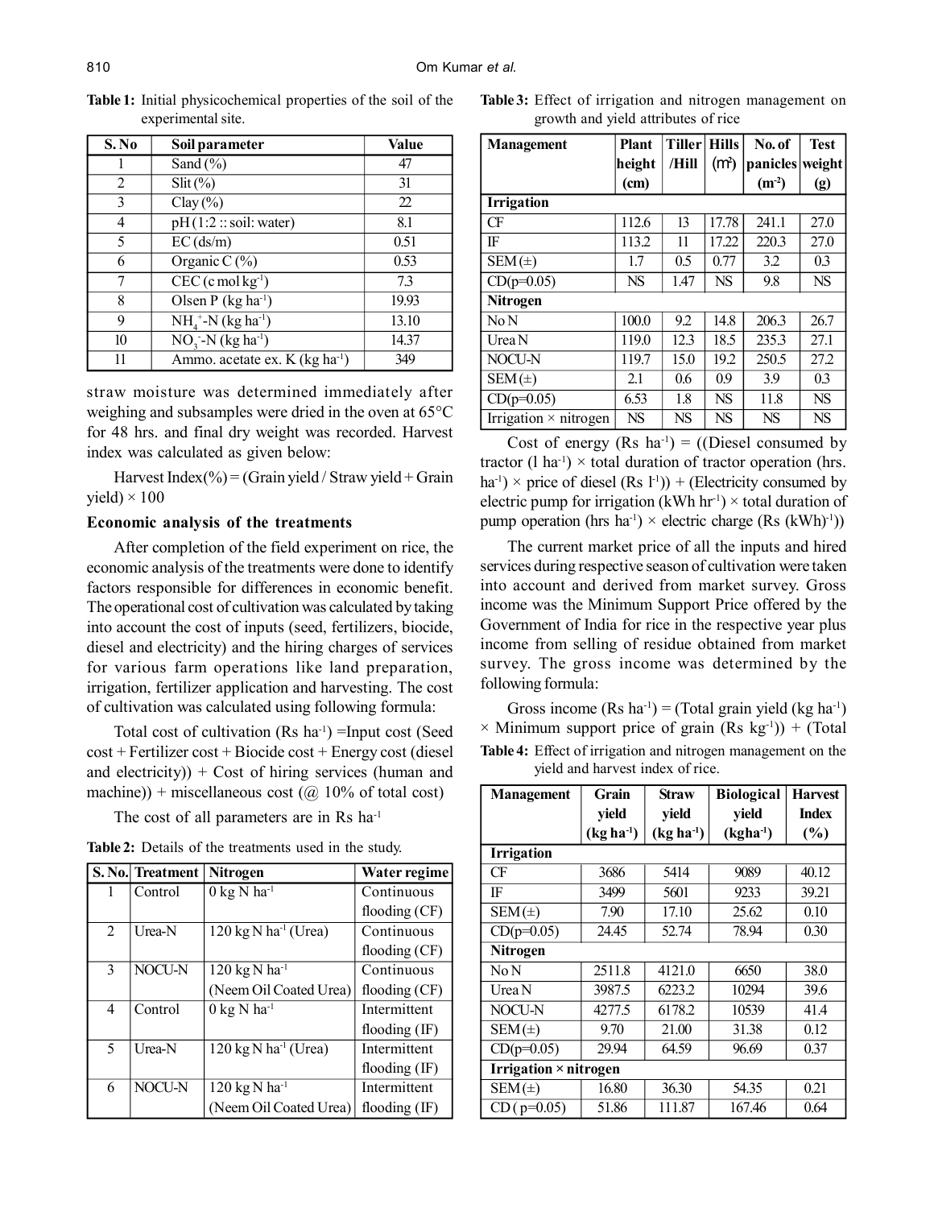**Table 1:** Initial physicochemical properties of the soil of the experimental site.

| S. No | Soil parameter | Value |
|---|---|---|
| 1 | Sand (%) | 47 |
| 2 | Slit (%) | 31 |
| 3 | Clay (%) | 22 |
| 4 | pH (1:2 :: soil: water) | 8.1 |
| 5 | EC (ds/m) | 0.51 |
| 6 | Organic C (%) | 0.53 |
| 7 | CEC (c mol kg$^{-1}$) | 7.3 |
| 8 | Olsen P (kg ha$^{-1}$) | 19.93 |
| 9 | $NH_4^+$-N (kg ha$^{-1}$) | 13.10 |
| 10 | $NO_3^-$-N (kg ha$^{-1}$) | 14.37 |
| 11 | Ammo. acetate ex. K (kg ha$^{-1}$) | 349 |

straw moisture was determined immediately after weighing and subsamples were dried in the oven at 65°C for 48 hrs. and final dry weight was recorded. Harvest index was calculated as given below:

Harvest Index(%) = (Grain yield / Straw yield + Grain yield) × 100

### Economic analysis of the treatments

After completion of the field experiment on rice, the economic analysis of the treatments were done to identify factors responsible for differences in economic benefit. The operational cost of cultivation was calculated by taking into account the cost of inputs (seed, fertilizers, biocide, diesel and electricity) and the hiring charges of services for various farm operations like land preparation, irrigation, fertilizer application and harvesting. The cost of cultivation was calculated using following formula:

Total cost of cultivation (Rs ha$^{-1}$) = Input cost (Seed cost + Fertilizer cost + Biocide cost + Energy cost (diesel and electricity)) + Cost of hiring services (human and machine)) + miscellaneous cost (@ 10% of total cost)

The cost of all parameters are in Rs ha$^{-1}$

**Table 2:** Details of the treatments used in the study.

| S. No. | Treatment | Nitrogen | Water regime |
|---|---|---|---|
| 1 | Control | 0 kg N ha$^{-1}$ | Continuous flooding (CF) |
| 2 | Urea-N | 120 kg N ha$^{-1}$ (Urea) | Continuous flooding (CF) |
| 3 | NOCU-N | 120 kg N ha$^{-1}$ (Neem Oil Coated Urea) | Continuous flooding (CF) |
| 4 | Control | 0 kg N ha$^{-1}$ | Intermittent flooding (IF) |
| 5 | Urea-N | 120 kg N ha$^{-1}$ (Urea) | Intermittent flooding (IF) |
| 6 | NOCU-N | 120 kg N ha$^{-1}$ (Neem Oil Coated Urea) | Intermittent flooding (IF) |

**Table 3:** Effect of irrigation and nitrogen management on growth and yield attributes of rice

| Management | Plant height (cm) | Tiller /Hill | Hills (m$^2$) | No. of panicles (m$^{-2}$) | Test weight (g) |
|---|---|---|---|---|---|
| **Irrigation** | | | | | |
| CF | 112.6 | 13 | 17.78 | 241.1 | 27.0 |
| IF | 113.2 | 11 | 17.22 | 220.3 | 27.0 |
| SEM(±) | 1.7 | 0.5 | 0.77 | 3.2 | 0.3 |
| CD(p=0.05) | NS | 1.47 | NS | 9.8 | NS |
| **Nitrogen** | | | | | |
| No N | 100.0 | 9.2 | 14.8 | 206.3 | 26.7 |
| Urea N | 119.0 | 12.3 | 18.5 | 235.3 | 27.1 |
| NOCU-N | 119.7 | 15.0 | 19.2 | 250.5 | 27.2 |
| SEM(±) | 2.1 | 0.6 | 0.9 | 3.9 | 0.3 |
| CD(p=0.05) | 6.53 | 1.8 | NS | 11.8 | NS |
| Irrigation × nitrogen | NS | NS | NS | NS | NS |

Cost of energy (Rs ha$^{-1}$) = ((Diesel consumed by tractor (l ha$^{-1}$) × total duration of tractor operation (hrs. ha$^{-1}$) × price of diesel (Rs l$^{-1}$)) + (Electricity consumed by electric pump for irrigation (kWh hr$^{-1}$) × total duration of pump operation (hrs ha$^{-1}$) × electric charge (Rs (kWh)$^{-1}$))

The current market price of all the inputs and hired services during respective season of cultivation were taken into account and derived from market survey. Gross income was the Minimum Support Price offered by the Government of India for rice in the respective year plus income from selling of residue obtained from market survey. The gross income was determined by the following formula:

Gross income (Rs ha$^{-1}$) = (Total grain yield (kg ha$^{-1}$) × Minimum support price of grain (Rs kg$^{-1}$)) + (Total

**Table 4:** Effect of irrigation and nitrogen management on the yield and harvest index of rice.

| Management | Grain yield (kg ha$^{-1}$) | Straw yield (kg ha$^{-1}$) | Biological yield (kgha$^{-1}$) | Harvest Index (%) |
|---|---|---|---|---|
| **Irrigation** | | | | |
| CF | 3686 | 5414 | 9089 | 40.12 |
| IF | 3499 | 5601 | 9233 | 39.21 |
| SEM(±) | 7.90 | 17.10 | 25.62 | 0.10 |
| CD(p=0.05) | 24.45 | 52.74 | 78.94 | 0.30 |
| **Nitrogen** | | | | |
| No N | 2511.8 | 4121.0 | 6650 | 38.0 |
| Urea N | 3987.5 | 6223.2 | 10294 | 39.6 |
| NOCU-N | 4277.5 | 6178.2 | 10539 | 41.4 |
| SEM(±) | 9.70 | 21.00 | 31.38 | 0.12 |
| CD(p=0.05) | 29.94 | 64.59 | 96.69 | 0.37 |
| **Irrigation × nitrogen** | | | | |
| SEM(±) | 16.80 | 36.30 | 54.35 | 0.21 |
| CD ( p=0.05) | 51.86 | 111.87 | 167.46 | 0.64 |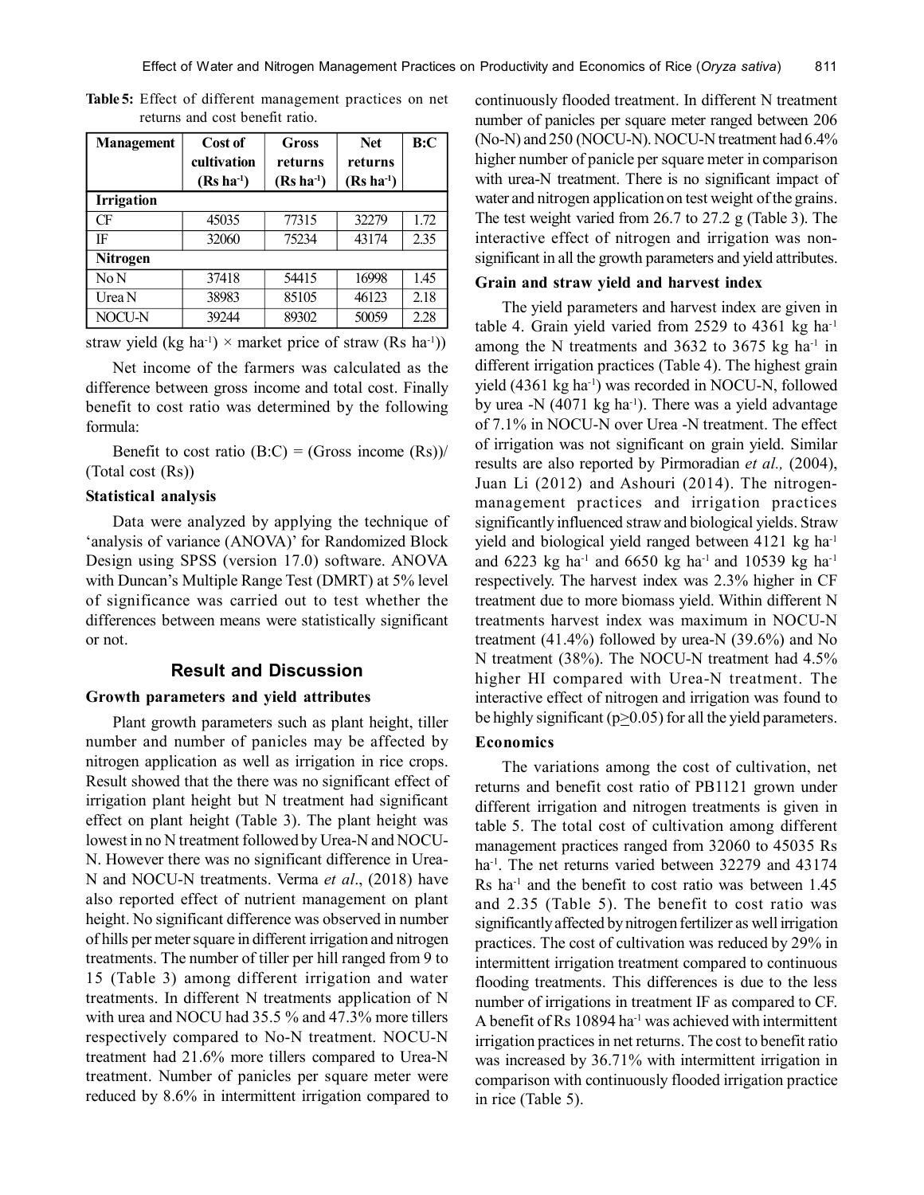**Table 5:** Effect of different management practices on net returns and cost benefit ratio.

| Management | Cost of cultivation (Rs ha$^{-1}$) | Gross returns (Rs ha$^{-1}$) | Net returns (Rs ha$^{-1}$) | B:C |
|---|---|---|---|---|
| **Irrigation** | | | | |
| CF | 45035 | 77315 | 32279 | 1.72 |
| IF | 32060 | 75234 | 43174 | 2.35 |
| **Nitrogen** | | | | |
| No N | 37418 | 54415 | 16998 | 1.45 |
| Urea N | 38983 | 85105 | 46123 | 2.18 |
| NOCU-N | 39244 | 89302 | 50059 | 2.28 |

straw yield (kg ha$^{-1}$) × market price of straw (Rs ha$^{-1}$))

Net income of the farmers was calculated as the difference between gross income and total cost. Finally benefit to cost ratio was determined by the following formula:

Benefit to cost ratio (B:C) = (Gross income (Rs))/(Total cost (Rs))

### Statistical analysis

Data were analyzed by applying the technique of 'analysis of variance (ANOVA)' for Randomized Block Design using SPSS (version 17.0) software. ANOVA with Duncan's Multiple Range Test (DMRT) at 5% level of significance was carried out to test whether the differences between means were statistically significant or not.

## Result and Discussion

### Growth parameters and yield attributes

Plant growth parameters such as plant height, tiller number and number of panicles may be affected by nitrogen application as well as irrigation in rice crops. Result showed that the there was no significant effect of irrigation plant height but N treatment had significant effect on plant height (Table 3). The plant height was lowest in no N treatment followed by Urea-N and NOCU-N. However there was no significant difference in Urea-N and NOCU-N treatments. Verma *et al*., (2018) have also reported effect of nutrient management on plant height. No significant difference was observed in number of hills per meter square in different irrigation and nitrogen treatments. The number of tiller per hill ranged from 9 to 15 (Table 3) among different irrigation and water treatments. In different N treatments application of N with urea and NOCU had 35.5 % and 47.3% more tillers respectively compared to No-N treatment. NOCU-N treatment had 21.6% more tillers compared to Urea-N treatment. Number of panicles per square meter were reduced by 8.6% in intermittent irrigation compared to continuously flooded treatment. In different N treatment number of panicles per square meter ranged between 206 (No-N) and 250 (NOCU-N). NOCU-N treatment had 6.4% higher number of panicle per square meter in comparison with urea-N treatment. There is no significant impact of water and nitrogen application on test weight of the grains. The test weight varied from 26.7 to 27.2 g (Table 3). The interactive effect of nitrogen and irrigation was non-significant in all the growth parameters and yield attributes.

### Grain and straw yield and harvest index

The yield parameters and harvest index are given in table 4. Grain yield varied from 2529 to 4361 kg ha$^{-1}$ among the N treatments and 3632 to 3675 kg ha$^{-1}$ in different irrigation practices (Table 4). The highest grain yield (4361 kg ha$^{-1}$) was recorded in NOCU-N, followed by urea -N (4071 kg ha$^{-1}$). There was a yield advantage of 7.1% in NOCU-N over Urea -N treatment. The effect of irrigation was not significant on grain yield. Similar results are also reported by Pirmoradian *et al.,* (2004), Juan Li (2012) and Ashouri (2014). The nitrogen-management practices and irrigation practices significantly influenced straw and biological yields. Straw yield and biological yield ranged between 4121 kg ha$^{-1}$ and 6223 kg ha$^{-1}$ and 6650 kg ha$^{-1}$ and 10539 kg ha$^{-1}$ respectively. The harvest index was 2.3% higher in CF treatment due to more biomass yield. Within different N treatments harvest index was maximum in NOCU-N treatment (41.4%) followed by urea-N (39.6%) and No N treatment (38%). The NOCU-N treatment had 4.5% higher HI compared with Urea-N treatment. The interactive effect of nitrogen and irrigation was found to be highly significant ($p \geq 0.05$) for all the yield parameters.

### Economics

The variations among the cost of cultivation, net returns and benefit cost ratio of PB1121 grown under different irrigation and nitrogen treatments is given in table 5. The total cost of cultivation among different management practices ranged from 32060 to 45035 Rs ha$^{-1}$. The net returns varied between 32279 and 43174 Rs ha$^{-1}$ and the benefit to cost ratio was between 1.45 and 2.35 (Table 5). The benefit to cost ratio was significantly affected by nitrogen fertilizer as well irrigation practices. The cost of cultivation was reduced by 29% in intermittent irrigation treatment compared to continuous flooding treatments. This differences is due to the less number of irrigations in treatment IF as compared to CF. A benefit of Rs 10894 ha$^{-1}$ was achieved with intermittent irrigation practices in net returns. The cost to benefit ratio was increased by 36.71% with intermittent irrigation in comparison with continuously flooded irrigation practice in rice (Table 5).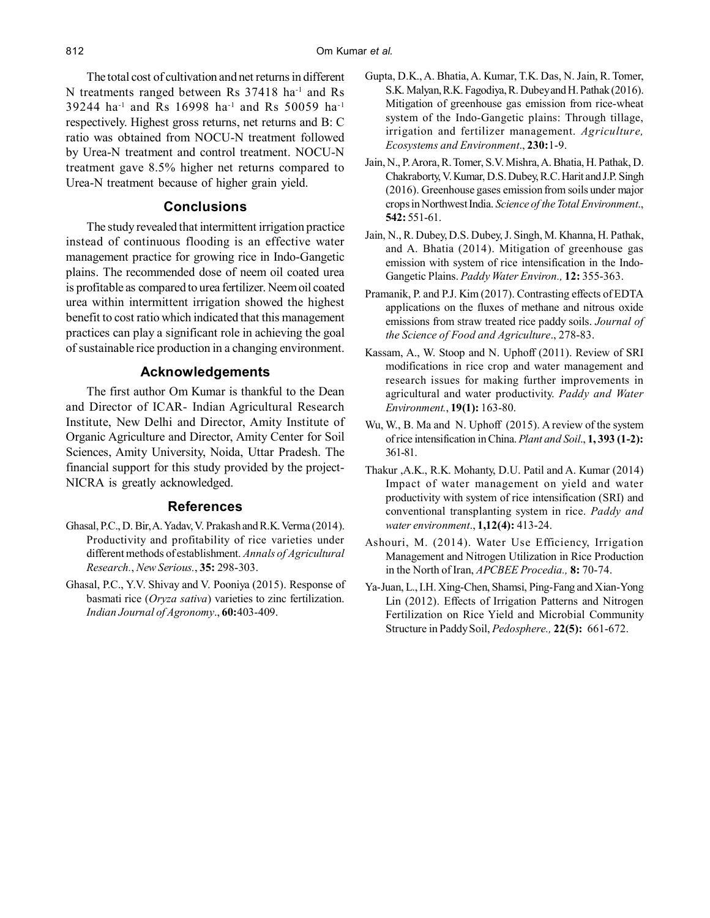The total cost of cultivation and net returns in different N treatments ranged between Rs 37418 ha$^{-1}$ and Rs 39244 ha$^{-1}$ and Rs 16998 ha$^{-1}$ and Rs 50059 ha$^{-1}$ respectively. Highest gross returns, net returns and B: C ratio was obtained from NOCU-N treatment followed by Urea-N treatment and control treatment. NOCU-N treatment gave 8.5% higher net returns compared to Urea-N treatment because of higher grain yield.

## Conclusions

The study revealed that intermittent irrigation practice instead of continuous flooding is an effective water management practice for growing rice in Indo-Gangetic plains. The recommended dose of neem oil coated urea is profitable as compared to urea fertilizer. Neem oil coated urea within intermittent irrigation showed the highest benefit to cost ratio which indicated that this management practices can play a significant role in achieving the goal of sustainable rice production in a changing environment.

## Acknowledgements

The first author Om Kumar is thankful to the Dean and Director of ICAR- Indian Agricultural Research Institute, New Delhi and Director, Amity Institute of Organic Agriculture and Director, Amity Center for Soil Sciences, Amity University, Noida, Uttar Pradesh. The financial support for this study provided by the project-NICRA is greatly acknowledged.

## References

Ghasal, P.C., D. Bir, A. Yadav, V. Prakash and R.K. Verma (2014). Productivity and profitability of rice varieties under different methods of establishment. *Annals of Agricultural Research.*, *New Serious.*, **35:** 298-303.

Ghasal, P.C., Y.V. Shivay and V. Pooniya (2015). Response of basmati rice (*Oryza sativa*) varieties to zinc fertilization. *Indian Journal of Agronomy*., **60:**403-409.

Gupta, D.K., A. Bhatia, A. Kumar, T.K. Das, N. Jain, R. Tomer, S.K. Malyan, R.K. Fagodiya, R. Dubey and H. Pathak (2016). Mitigation of greenhouse gas emission from rice-wheat system of the Indo-Gangetic plains: Through tillage, irrigation and fertilizer management. *Agriculture, Ecosystems and Environment*., **230:**1-9.

Jain, N., P. Arora, R. Tomer, S.V. Mishra, A. Bhatia, H. Pathak, D. Chakraborty, V. Kumar, D.S. Dubey, R.C. Harit and J.P. Singh (2016). Greenhouse gases emission from soils under major crops in Northwest India. *Science of the Total Environment*., **542:** 551-61.

Jain, N., R. Dubey, D.S. Dubey, J. Singh, M. Khanna, H. Pathak, and A. Bhatia (2014). Mitigation of greenhouse gas emission with system of rice intensification in the Indo-Gangetic Plains. *Paddy Water Environ.,* **12:** 355-363.

Pramanik, P. and P.J. Kim (2017). Contrasting effects of EDTA applications on the fluxes of methane and nitrous oxide emissions from straw treated rice paddy soils. *Journal of the Science of Food and Agriculture*., 278-83.

Kassam, A., W. Stoop and N. Uphoff (2011). Review of SRI modifications in rice crop and water management and research issues for making further improvements in agricultural and water productivity. *Paddy and Water Environment.*, **19(1):** 163-80.

Wu, W., B. Ma and N. Uphoff (2015). A review of the system of rice intensification in China. *Plant and Soil*., **1, 393 (1-2):** 361-81.

Thakur ,A.K., R.K. Mohanty, D.U. Patil and A. Kumar (2014) Impact of water management on yield and water productivity with system of rice intensification (SRI) and conventional transplanting system in rice. *Paddy and water environment*., **1,12(4):** 413-24.

Ashouri, M. (2014). Water Use Efficiency, Irrigation Management and Nitrogen Utilization in Rice Production in the North of Iran, *APCBEE Procedia.,* **8:** 70-74.

Ya-Juan, L., I.H. Xing-Chen, Shamsi, Ping-Fang and Xian-Yong Lin (2012). Effects of Irrigation Patterns and Nitrogen Fertilization on Rice Yield and Microbial Community Structure in Paddy Soil, *Pedosphere.,* **22(5):** 661-672.